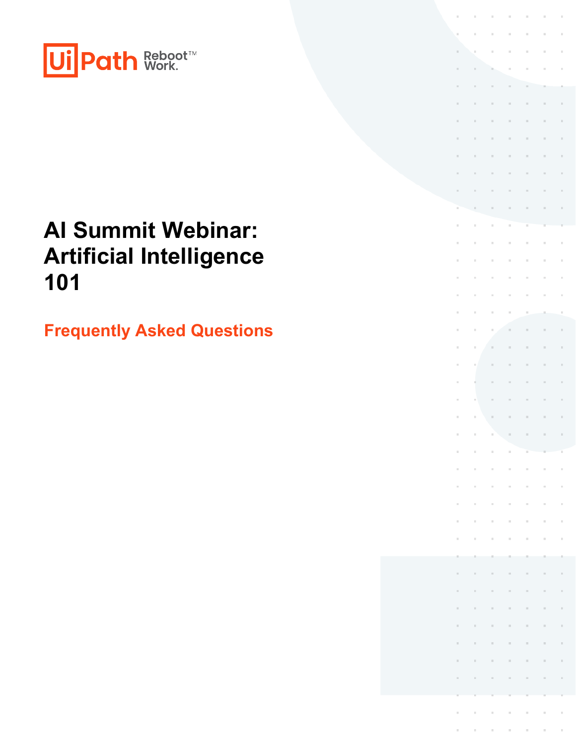UiPath Reboot™ Work.

# AI Summit Webinar: Artificial Intelligence 101

## Frequently Asked Questions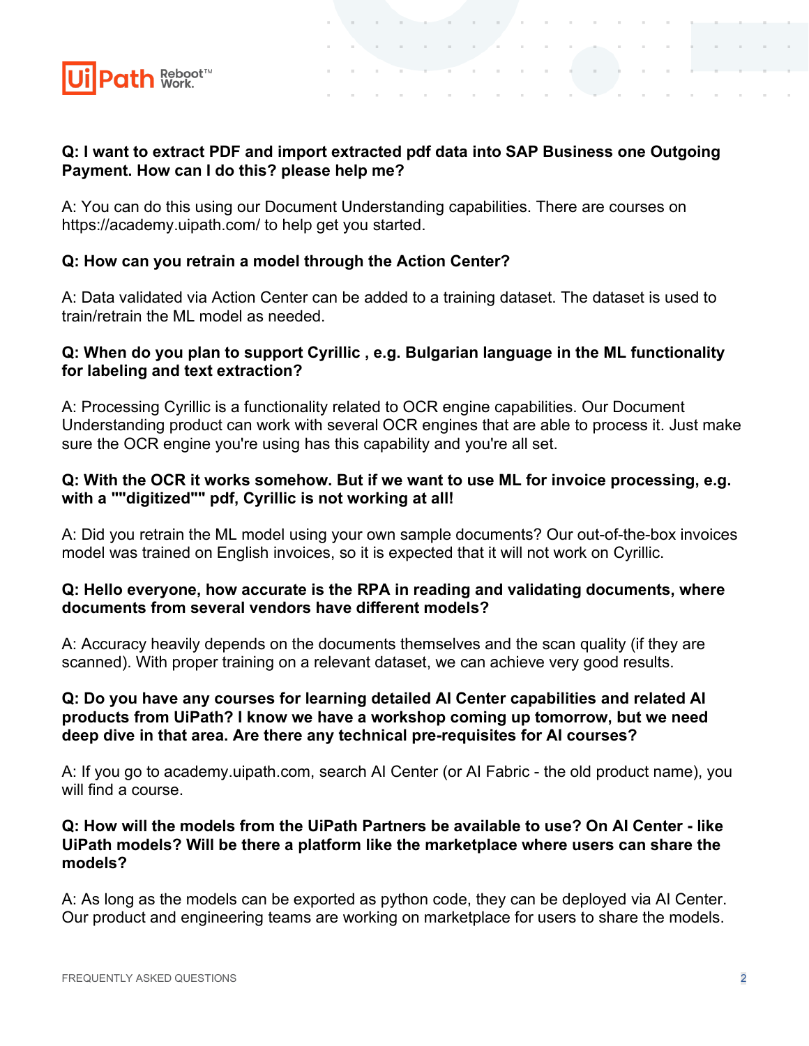**Q: I want to extract PDF and import extracted pdf data into SAP Business one Outgoing Payment. How can I do this? please help me?**

A: You can do this using our Document Understanding capabilities. There are courses on https://academy.uipath.com/ to help get you started.

**Q: How can you retrain a model through the Action Center?**

A: Data validated via Action Center can be added to a training dataset. The dataset is used to train/retrain the ML model as needed.

**Q: When do you plan to support Cyrillic , e.g. Bulgarian language in the ML functionality for labeling and text extraction?**

A: Processing Cyrillic is a functionality related to OCR engine capabilities. Our Document Understanding product can work with several OCR engines that are able to process it. Just make sure the OCR engine you're using has this capability and you're all set.

**Q: With the OCR it works somehow. But if we want to use ML for invoice processing, e.g. with a ""digitized"" pdf, Cyrillic is not working at all!**

A: Did you retrain the ML model using your own sample documents? Our out-of-the-box invoices model was trained on English invoices, so it is expected that it will not work on Cyrillic.

**Q: Hello everyone, how accurate is the RPA in reading and validating documents, where documents from several vendors have different models?**

A: Accuracy heavily depends on the documents themselves and the scan quality (if they are scanned). With proper training on a relevant dataset, we can achieve very good results.

**Q: Do you have any courses for learning detailed AI Center capabilities and related AI products from UiPath? I know we have a workshop coming up tomorrow, but we need deep dive in that area. Are there any technical pre-requisites for AI courses?**

A: If you go to academy.uipath.com, search AI Center (or AI Fabric - the old product name), you will find a course.

**Q: How will the models from the UiPath Partners be available to use? On AI Center - like UiPath models? Will be there a platform like the marketplace where users can share the models?**

A: As long as the models can be exported as python code, they can be deployed via AI Center. Our product and engineering teams are working on marketplace for users to share the models.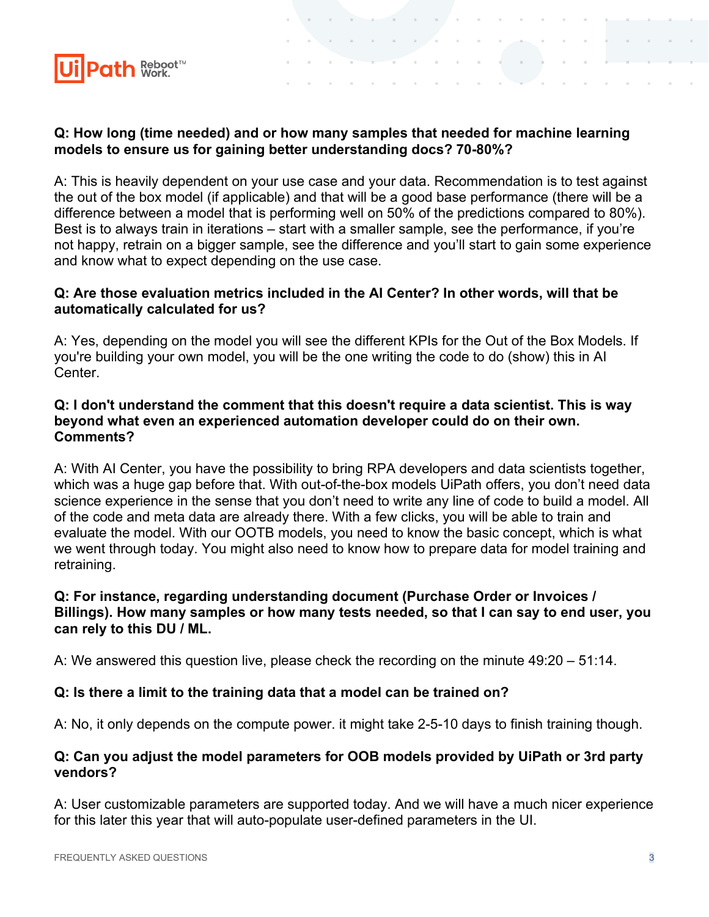**Q: How long (time needed) and or how many samples that needed for machine learning models to ensure us for gaining better understanding docs? 70-80%?**

A: This is heavily dependent on your use case and your data. Recommendation is to test against the out of the box model (if applicable) and that will be a good base performance (there will be a difference between a model that is performing well on 50% of the predictions compared to 80%). Best is to always train in iterations – start with a smaller sample, see the performance, if you're not happy, retrain on a bigger sample, see the difference and you'll start to gain some experience and know what to expect depending on the use case.

**Q: Are those evaluation metrics included in the AI Center? In other words, will that be automatically calculated for us?**

A: Yes, depending on the model you will see the different KPIs for the Out of the Box Models. If you're building your own model, you will be the one writing the code to do (show) this in AI Center.

**Q: I don't understand the comment that this doesn't require a data scientist. This is way beyond what even an experienced automation developer could do on their own. Comments?**

A: With AI Center, you have the possibility to bring RPA developers and data scientists together, which was a huge gap before that. With out-of-the-box models UiPath offers, you don't need data science experience in the sense that you don't need to write any line of code to build a model. All of the code and meta data are already there. With a few clicks, you will be able to train and evaluate the model. With our OOTB models, you need to know the basic concept, which is what we went through today. You might also need to know how to prepare data for model training and retraining.

**Q: For instance, regarding understanding document (Purchase Order or Invoices / Billings). How many samples or how many tests needed, so that I can say to end user, you can rely to this DU / ML.**

A: We answered this question live, please check the recording on the minute 49:20 – 51:14.

**Q: Is there a limit to the training data that a model can be trained on?**

A: No, it only depends on the compute power. it might take 2-5-10 days to finish training though.

**Q: Can you adjust the model parameters for OOB models provided by UiPath or 3rd party vendors?**

A: User customizable parameters are supported today. And we will have a much nicer experience for this later this year that will auto-populate user-defined parameters in the UI.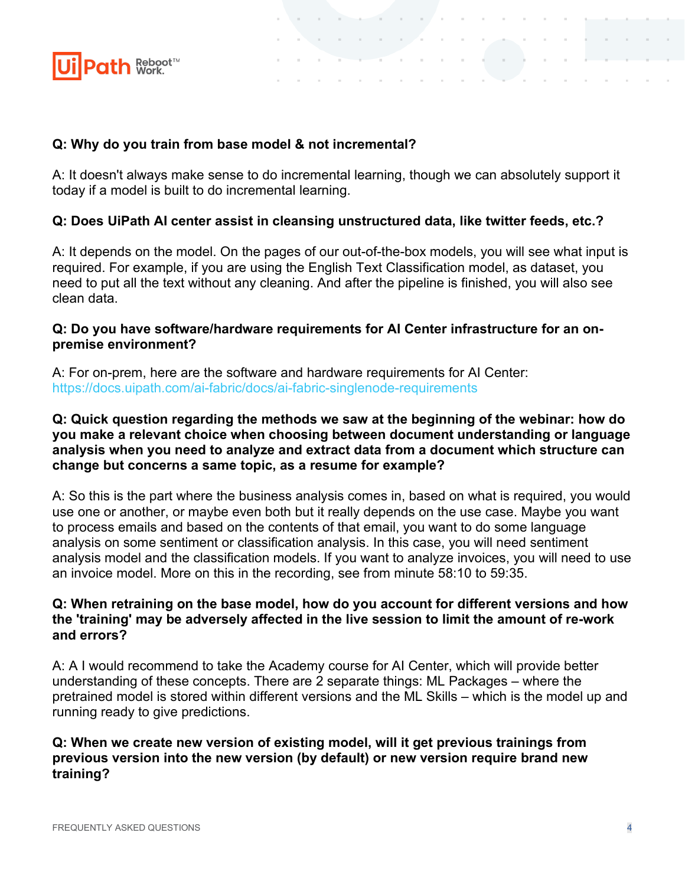**Q: Why do you train from base model & not incremental?**

A: It doesn't always make sense to do incremental learning, though we can absolutely support it today if a model is built to do incremental learning.

**Q: Does UiPath AI center assist in cleansing unstructured data, like twitter feeds, etc.?**

A: It depends on the model. On the pages of our out-of-the-box models, you will see what input is required. For example, if you are using the English Text Classification model, as dataset, you need to put all the text without any cleaning. And after the pipeline is finished, you will also see clean data.

**Q: Do you have software/hardware requirements for AI Center infrastructure for an on-premise environment?**

A: For on-prem, here are the software and hardware requirements for AI Center: https://docs.uipath.com/ai-fabric/docs/ai-fabric-singlenode-requirements

**Q: Quick question regarding the methods we saw at the beginning of the webinar: how do you make a relevant choice when choosing between document understanding or language analysis when you need to analyze and extract data from a document which structure can change but concerns a same topic, as a resume for example?**

A: So this is the part where the business analysis comes in, based on what is required, you would use one or another, or maybe even both but it really depends on the use case. Maybe you want to process emails and based on the contents of that email, you want to do some language analysis on some sentiment or classification analysis. In this case, you will need sentiment analysis model and the classification models. If you want to analyze invoices, you will need to use an invoice model. More on this in the recording, see from minute 58:10 to 59:35.

**Q: When retraining on the base model, how do you account for different versions and how the 'training' may be adversely affected in the live session to limit the amount of re-work and errors?**

A: A I would recommend to take the Academy course for AI Center, which will provide better understanding of these concepts. There are 2 separate things: ML Packages – where the pretrained model is stored within different versions and the ML Skills – which is the model up and running ready to give predictions.

**Q: When we create new version of existing model, will it get previous trainings from previous version into the new version (by default) or new version require brand new training?**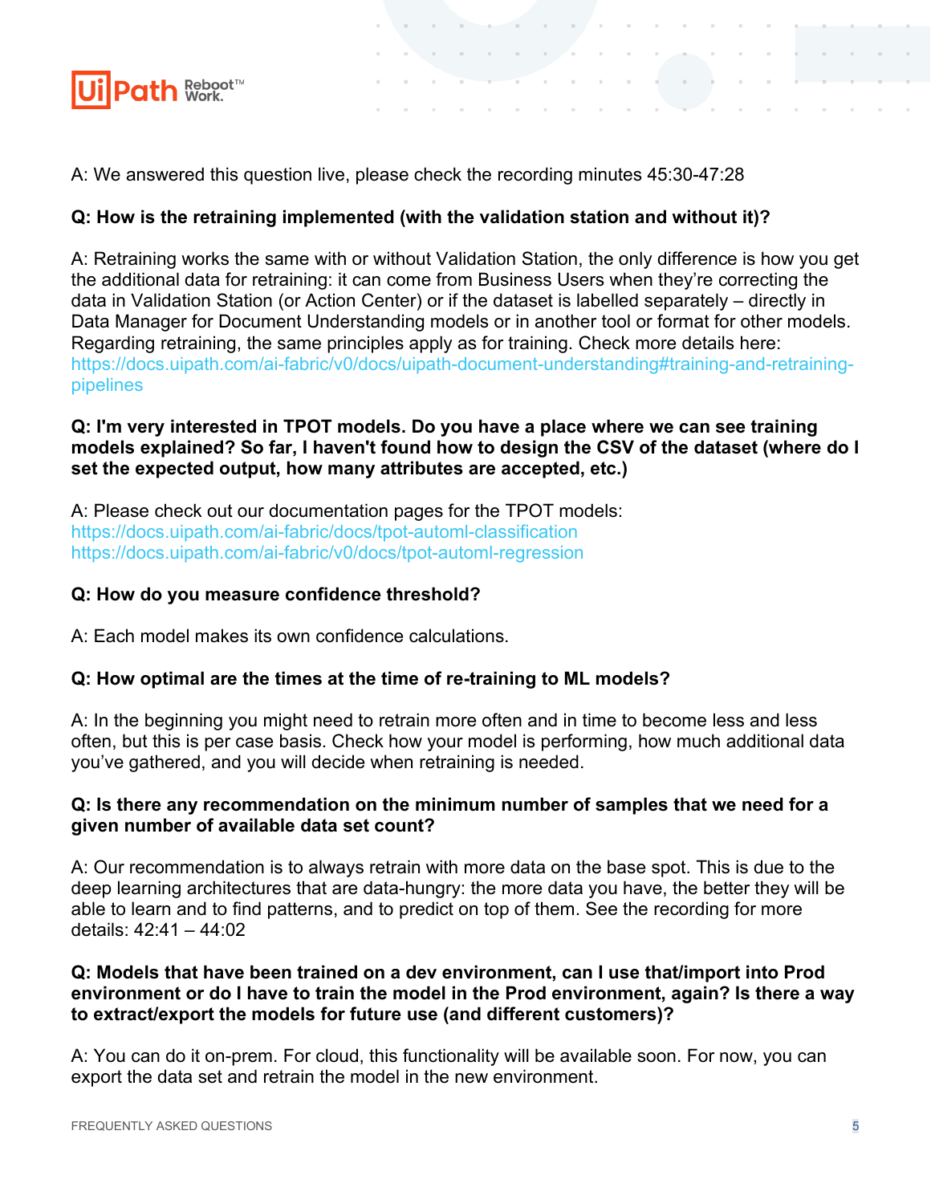A: We answered this question live, please check the recording minutes 45:30-47:28

**Q: How is the retraining implemented (with the validation station and without it)?**

A: Retraining works the same with or without Validation Station, the only difference is how you get the additional data for retraining: it can come from Business Users when they're correcting the data in Validation Station (or Action Center) or if the dataset is labelled separately – directly in Data Manager for Document Understanding models or in another tool or format for other models. Regarding retraining, the same principles apply as for training. Check more details here: https://docs.uipath.com/ai-fabric/v0/docs/uipath-document-understanding#training-and-retraining-pipelines

**Q: I'm very interested in TPOT models. Do you have a place where we can see training models explained? So far, I haven't found how to design the CSV of the dataset (where do I set the expected output, how many attributes are accepted, etc.)**

A: Please check out our documentation pages for the TPOT models:
https://docs.uipath.com/ai-fabric/docs/tpot-automl-classification
https://docs.uipath.com/ai-fabric/v0/docs/tpot-automl-regression

**Q: How do you measure confidence threshold?**

A: Each model makes its own confidence calculations.

**Q: How optimal are the times at the time of re-training to ML models?**

A: In the beginning you might need to retrain more often and in time to become less and less often, but this is per case basis. Check how your model is performing, how much additional data you've gathered, and you will decide when retraining is needed.

**Q: Is there any recommendation on the minimum number of samples that we need for a given number of available data set count?**

A: Our recommendation is to always retrain with more data on the base spot. This is due to the deep learning architectures that are data-hungry: the more data you have, the better they will be able to learn and to find patterns, and to predict on top of them. See the recording for more details: 42:41 – 44:02

**Q: Models that have been trained on a dev environment, can I use that/import into Prod environment or do I have to train the model in the Prod environment, again? Is there a way to extract/export the models for future use (and different customers)?**

A: You can do it on-prem. For cloud, this functionality will be available soon. For now, you can export the data set and retrain the model in the new environment.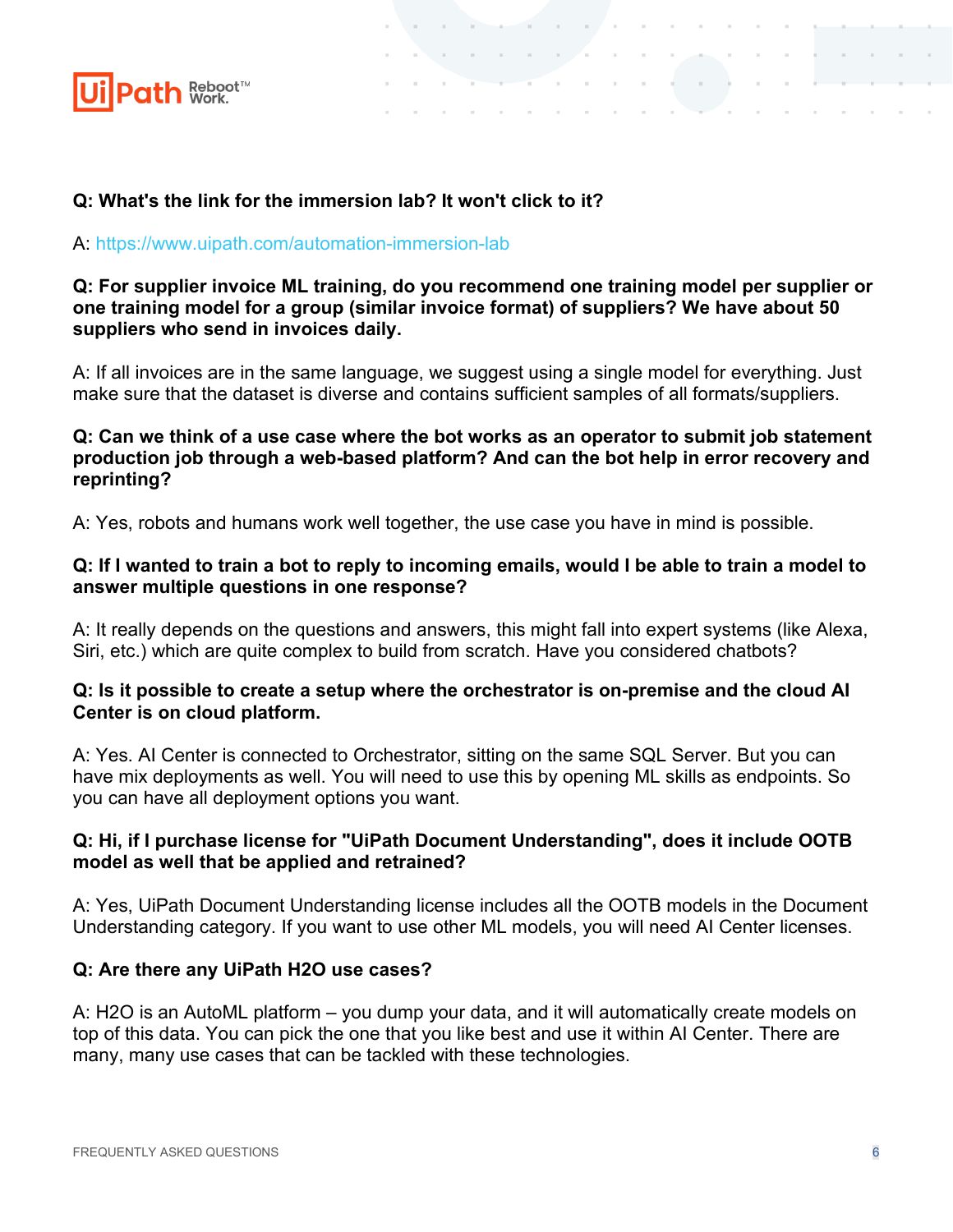**Q: What's the link for the immersion lab? It won't click to it?**

A: https://www.uipath.com/automation-immersion-lab

**Q: For supplier invoice ML training, do you recommend one training model per supplier or one training model for a group (similar invoice format) of suppliers? We have about 50 suppliers who send in invoices daily.**

A: If all invoices are in the same language, we suggest using a single model for everything. Just make sure that the dataset is diverse and contains sufficient samples of all formats/suppliers.

**Q: Can we think of a use case where the bot works as an operator to submit job statement production job through a web-based platform? And can the bot help in error recovery and reprinting?**

A: Yes, robots and humans work well together, the use case you have in mind is possible.

**Q: If I wanted to train a bot to reply to incoming emails, would I be able to train a model to answer multiple questions in one response?**

A: It really depends on the questions and answers, this might fall into expert systems (like Alexa, Siri, etc.) which are quite complex to build from scratch. Have you considered chatbots?

**Q: Is it possible to create a setup where the orchestrator is on-premise and the cloud AI Center is on cloud platform.**

A: Yes. AI Center is connected to Orchestrator, sitting on the same SQL Server. But you can have mix deployments as well. You will need to use this by opening ML skills as endpoints. So you can have all deployment options you want.

**Q: Hi, if I purchase license for "UiPath Document Understanding", does it include OOTB model as well that be applied and retrained?**

A: Yes, UiPath Document Understanding license includes all the OOTB models in the Document Understanding category. If you want to use other ML models, you will need AI Center licenses.

**Q: Are there any UiPath H2O use cases?**

A: H2O is an AutoML platform – you dump your data, and it will automatically create models on top of this data. You can pick the one that you like best and use it within AI Center. There are many, many use cases that can be tackled with these technologies.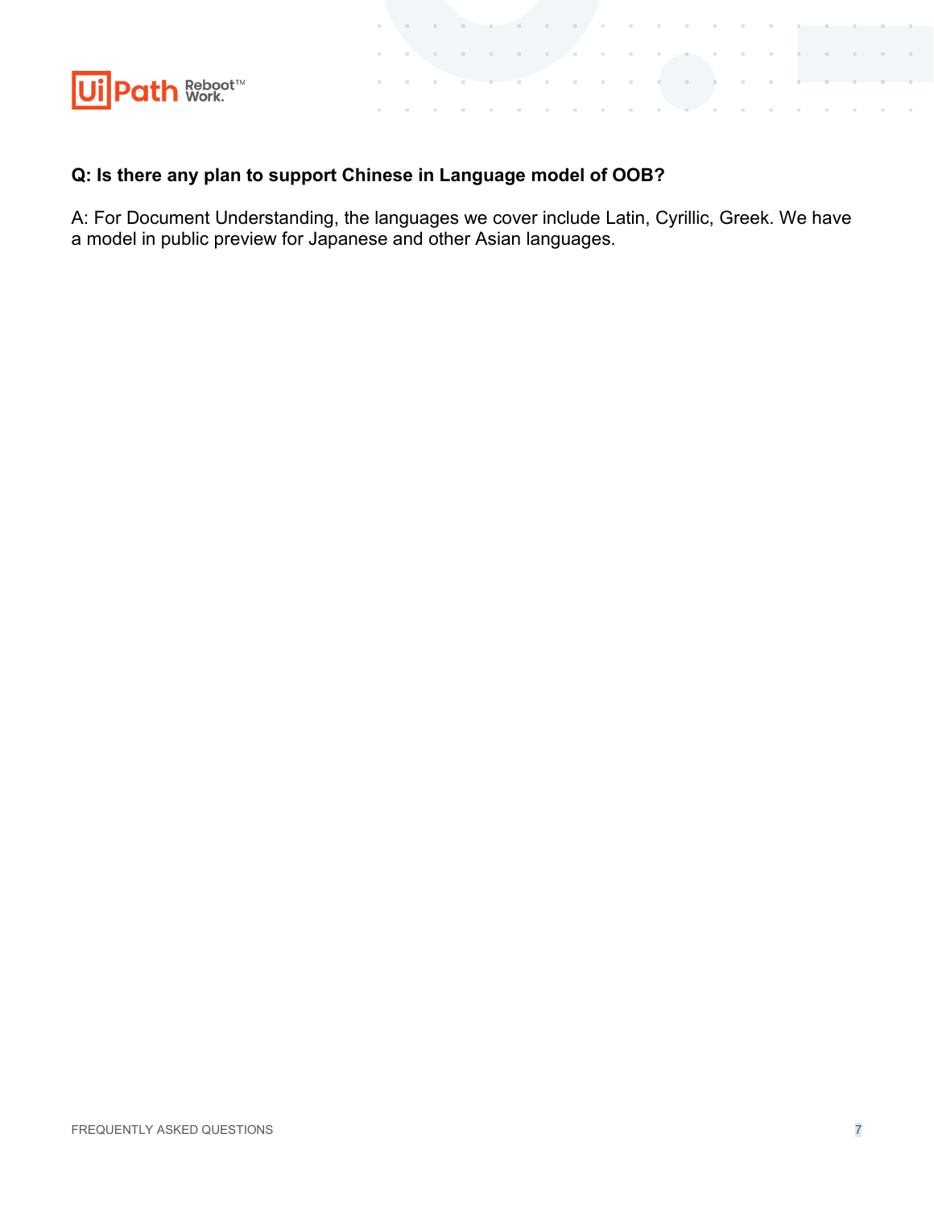**Q: Is there any plan to support Chinese in Language model of OOB?**

A: For Document Understanding, the languages we cover include Latin, Cyrillic, Greek. We have a model in public preview for Japanese and other Asian languages.